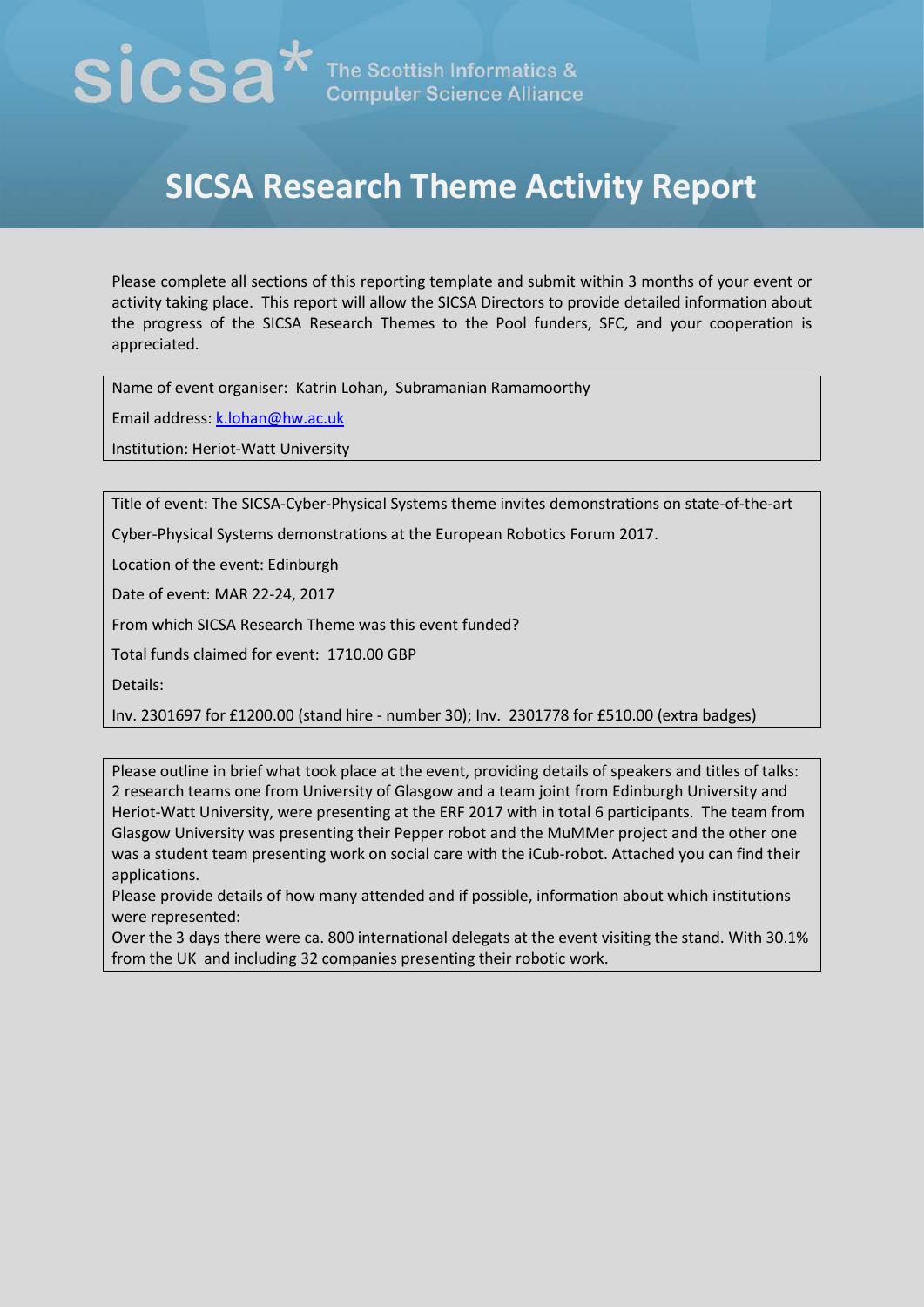sicsa* The Scottish Informatics & Computer Science Alliance

# SICSA Research Theme Activity Report

Please complete all sections of this reporting template and submit within 3 months of your event or activity taking place. This report will allow the SICSA Directors to provide detailed information about the progress of the SICSA Research Themes to the Pool funders, SFC, and your cooperation is appreciated.

Name of event organiser: Katrin Lohan, Subramanian Ramamoorthy

Email address: k.lohan@hw.ac.uk

Institution: Heriot-Watt University

Title of event: The SICSA-Cyber-Physical Systems theme invites demonstrations on state-of-the-art Cyber-Physical Systems demonstrations at the European Robotics Forum 2017.

Location of the event: Edinburgh

Date of event: MAR 22-24, 2017

From which SICSA Research Theme was this event funded?

Total funds claimed for event: 1710.00 GBP

Details:

Inv. 2301697 for £1200.00 (stand hire - number 30); Inv. 2301778 for £510.00 (extra badges)

Please outline in brief what took place at the event, providing details of speakers and titles of talks:
2 research teams one from University of Glasgow and a team joint from Edinburgh University and Heriot-Watt University, were presenting at the ERF 2017 with in total 6 participants. The team from Glasgow University was presenting their Pepper robot and the MuMMer project and the other one was a student team presenting work on social care with the iCub-robot. Attached you can find their applications.

Please provide details of how many attended and if possible, information about which institutions were represented:

Over the 3 days there were ca. 800 international delegats at the event visiting the stand. With 30.1% from the UK and including 32 companies presenting their robotic work.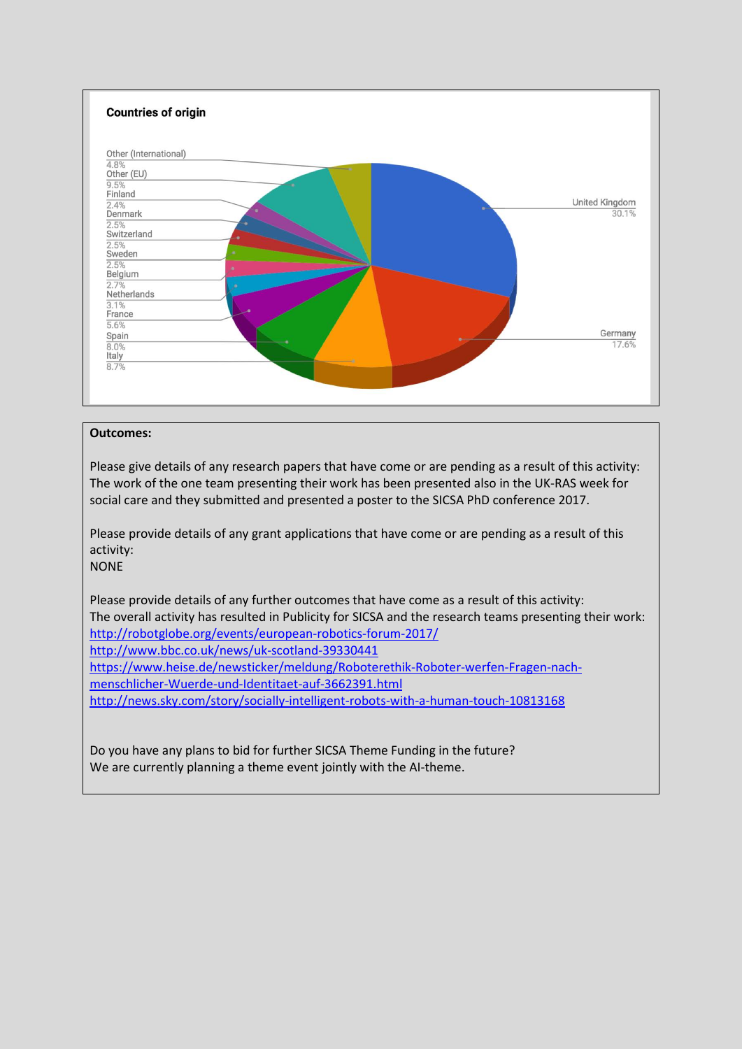**Countries of origin**

Other (International)
4.8%
Other (EU)
9.5%
Finland
2.4%
Denmark
2.5%
Switzerland
2.5%
Sweden
2.5%
Belgium
2.7%
Netherlands
3.1%
France
5.6%
Spain
8.0%
Italy
8.7%
United Kingdom
30.1%
Germany
17.6%

**Outcomes:**

Please give details of any research papers that have come or are pending as a result of this activity:
The work of the one team presenting their work has been presented also in the UK-RAS week for social care and they submitted and presented a poster to the SICSA PhD conference 2017.

Please provide details of any grant applications that have come or are pending as a result of this activity:
NONE

Please provide details of any further outcomes that have come as a result of this activity:
The overall activity has resulted in Publicity for SICSA and the research teams presenting their work:
http://robotglobe.org/events/european-robotics-forum-2017/
http://www.bbc.co.uk/news/uk-scotland-39330441
https://www.heise.de/newsticker/meldung/Roboterethik-Roboter-werfen-Fragen-nach-menschlicher-Wuerde-und-Identitaet-auf-3662391.html
http://news.sky.com/story/socially-intelligent-robots-with-a-human-touch-10813168

Do you have any plans to bid for further SICSA Theme Funding in the future?
We are currently planning a theme event jointly with the AI-theme.